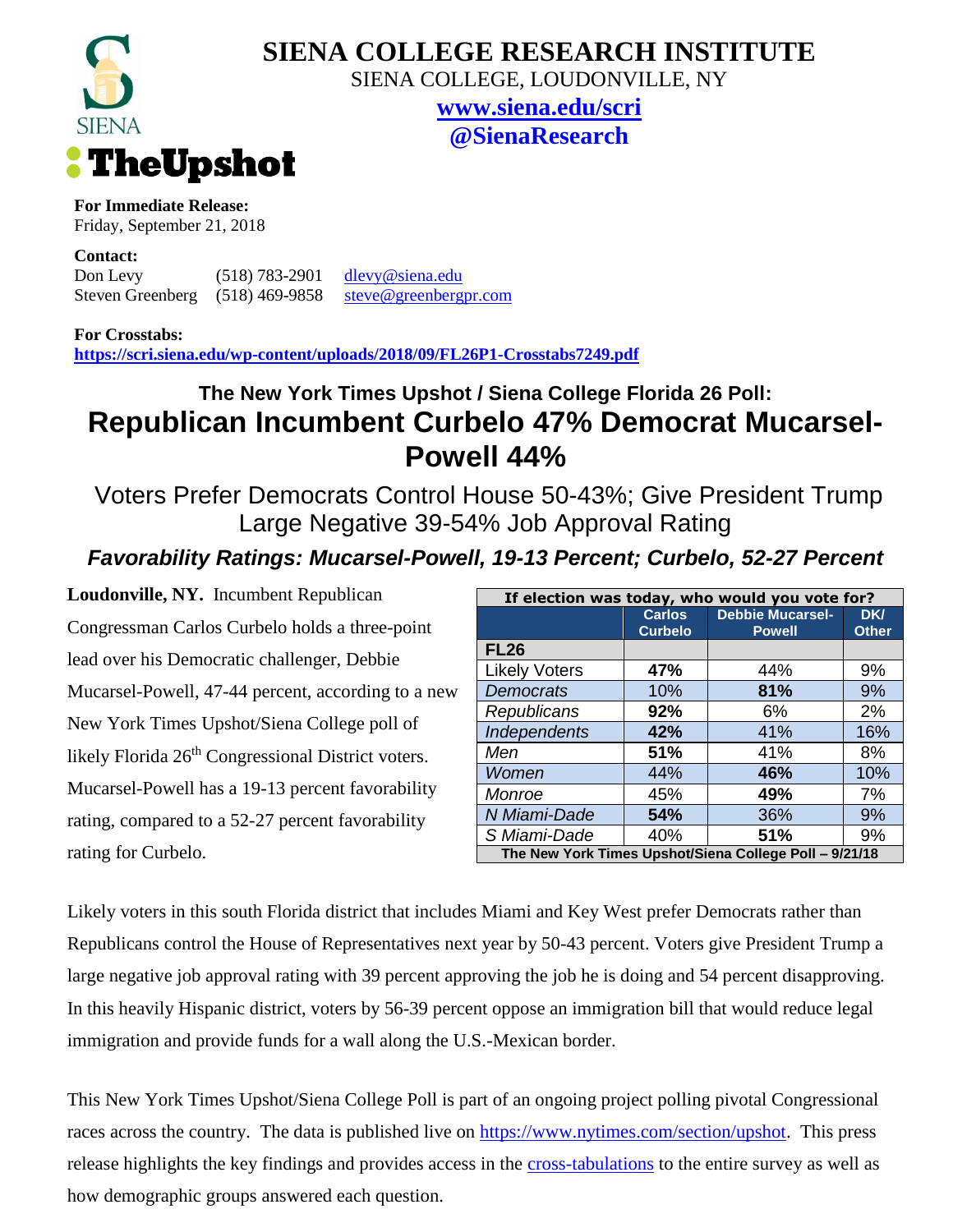# SIENA COLLEGE RESEARCH INSTITUTE

SIENA COLLEGE, LOUDONVILLE, NY

**www.siena.edu/scri**

**@SienaResearch**

**For Immediate Release:**
Friday, September 21, 2018

**Contact:**

Don Levy (518) 783-2901 dlevy@siena.edu
Steven Greenberg (518) 469-9858 steve@greenbergpr.com

**For Crosstabs:**
**https://scri.siena.edu/wp-content/uploads/2018/09/FL26P1-Crosstabs7249.pdf**

## The New York Times Upshot / Siena College Florida 26 Poll:

# Republican Incumbent Curbelo 47% Democrat Mucarsel-Powell 44%

## Voters Prefer Democrats Control House 50-43%; Give President Trump Large Negative 39-54% Job Approval Rating

### *Favorability Ratings: Mucarsel-Powell, 19-13 Percent; Curbelo, 52-27 Percent*

**Loudonville, NY.** Incumbent Republican Congressman Carlos Curbelo holds a three-point lead over his Democratic challenger, Debbie Mucarsel-Powell, 47-44 percent, according to a new New York Times Upshot/Siena College poll of likely Florida 26th Congressional District voters. Mucarsel-Powell has a 19-13 percent favorability rating, compared to a 52-27 percent favorability rating for Curbelo.

| If election was today, who would you vote for? | | | |
|---|---|---|---|
| | Carlos Curbelo | Debbie Mucarsel-Powell | DK/ Other |
| **FL26** | | | |
| Likely Voters | **47%** | 44% | 9% |
| *Democrats* | 10% | **81%** | 9% |
| *Republicans* | **92%** | 6% | 2% |
| *Independents* | **42%** | 41% | 16% |
| *Men* | **51%** | 41% | 8% |
| *Women* | 44% | **46%** | 10% |
| *Monroe* | 45% | **49%** | 7% |
| *N Miami-Dade* | **54%** | 36% | 9% |
| *S Miami-Dade* | 40% | **51%** | 9% |
| The New York Times Upshot/Siena College Poll – 9/21/18 | | | |

Likely voters in this south Florida district that includes Miami and Key West prefer Democrats rather than Republicans control the House of Representatives next year by 50-43 percent. Voters give President Trump a large negative job approval rating with 39 percent approving the job he is doing and 54 percent disapproving. In this heavily Hispanic district, voters by 56-39 percent oppose an immigration bill that would reduce legal immigration and provide funds for a wall along the U.S.-Mexican border.

This New York Times Upshot/Siena College Poll is part of an ongoing project polling pivotal Congressional races across the country. The data is published live on https://www.nytimes.com/section/upshot. This press release highlights the key findings and provides access in the cross-tabulations to the entire survey as well as how demographic groups answered each question.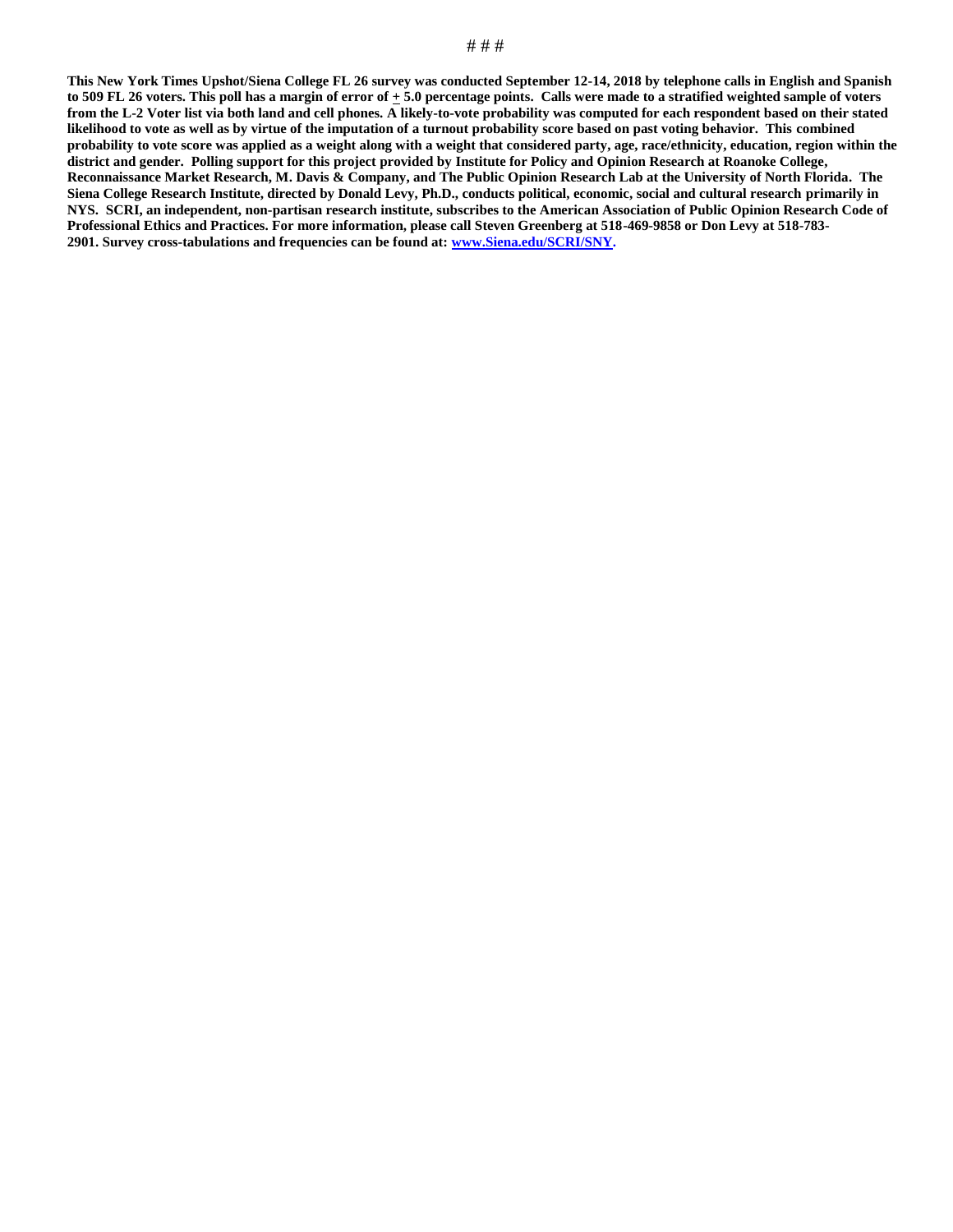# # #

**This New York Times Upshot/Siena College FL 26 survey was conducted September 12-14, 2018 by telephone calls in English and Spanish to 509 FL 26 voters. This poll has a margin of error of ± 5.0 percentage points. Calls were made to a stratified weighted sample of voters from the L-2 Voter list via both land and cell phones. A likely-to-vote probability was computed for each respondent based on their stated likelihood to vote as well as by virtue of the imputation of a turnout probability score based on past voting behavior. This combined probability to vote score was applied as a weight along with a weight that considered party, age, race/ethnicity, education, region within the district and gender. Polling support for this project provided by Institute for Policy and Opinion Research at Roanoke College, Reconnaissance Market Research, M. Davis & Company, and The Public Opinion Research Lab at the University of North Florida. The Siena College Research Institute, directed by Donald Levy, Ph.D., conducts political, economic, social and cultural research primarily in NYS. SCRI, an independent, non-partisan research institute, subscribes to the American Association of Public Opinion Research Code of Professional Ethics and Practices. For more information, please call Steven Greenberg at 518-469-9858 or Don Levy at 518-783-2901. Survey cross-tabulations and frequencies can be found at: www.Siena.edu/SCRI/SNY.**